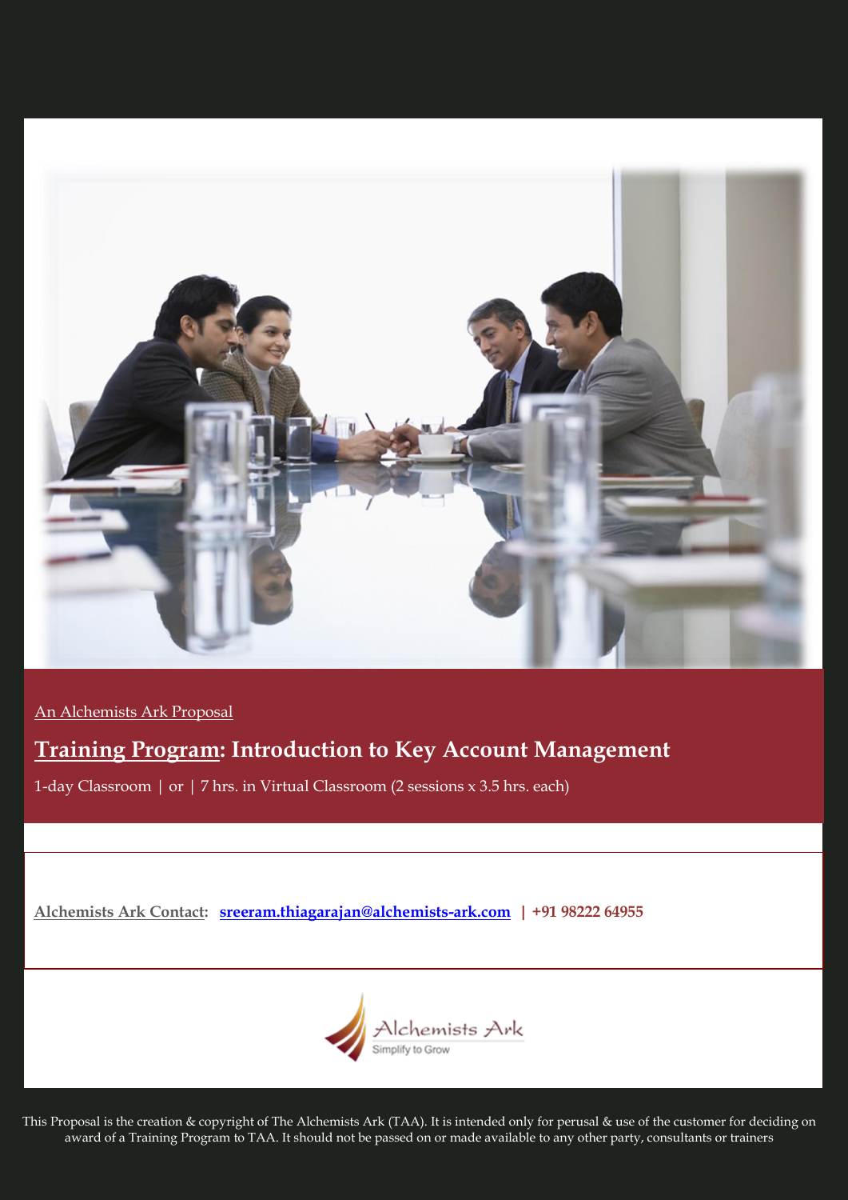An Alchemists Ark Proposal

# Training Program: Introduction to Key Account Management

1-day Classroom | or | 7 hrs. in Virtual Classroom (2 sessions x 3.5 hrs. each)

**Alchemists Ark Contact:** **sreeram.thiagarajan@alchemists-ark.com** | **+91 98222 64955**

Alchemists Ark
Simplify to Grow

This Proposal is the creation & copyright of The Alchemists Ark (TAA). It is intended only for perusal & use of the customer for deciding on award of a Training Program to TAA. It should not be passed on or made available to any other party, consultants or trainers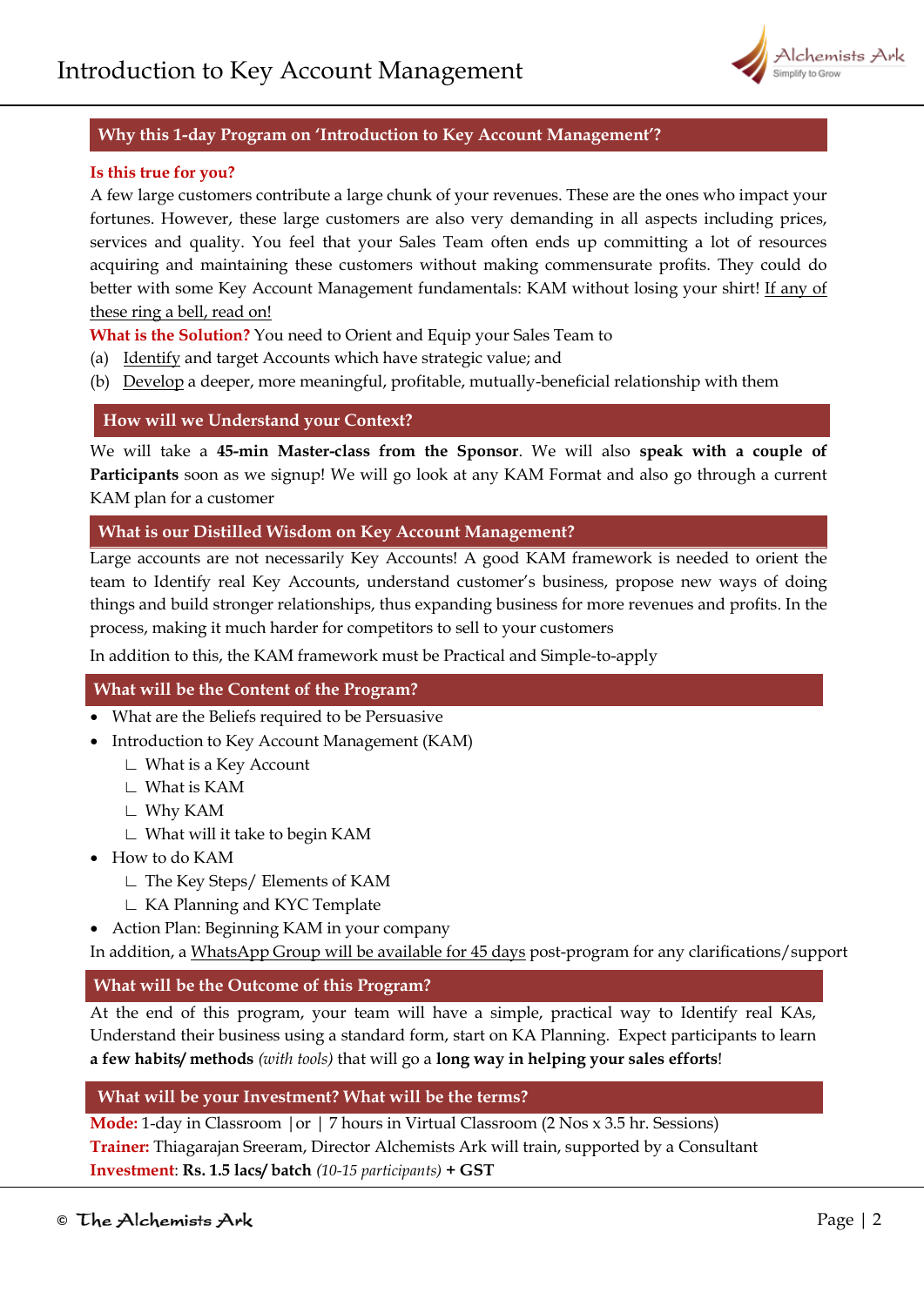# Introduction to Key Account Management

## Why this 1-day Program on 'Introduction to Key Account Management'?

**Is this true for you?**
A few large customers contribute a large chunk of your revenues. These are the ones who impact your fortunes. However, these large customers are also very demanding in all aspects including prices, services and quality. You feel that your Sales Team often ends up committing a lot of resources acquiring and maintaining these customers without making commensurate profits. They could do better with some Key Account Management fundamentals: KAM without losing your shirt! If any of these ring a bell, read on!

**What is the Solution?** You need to Orient and Equip your Sales Team to

(a) Identify and target Accounts which have strategic value; and
(b) Develop a deeper, more meaningful, profitable, mutually-beneficial relationship with them

## How will we Understand your Context?

We will take a **45-min Master-class from the Sponsor**. We will also **speak with a couple of Participants** soon as we signup! We will go look at any KAM Format and also go through a current KAM plan for a customer

## What is our Distilled Wisdom on Key Account Management?

Large accounts are not necessarily Key Accounts! A good KAM framework is needed to orient the team to Identify real Key Accounts, understand customer's business, propose new ways of doing things and build stronger relationships, thus expanding business for more revenues and profits. In the process, making it much harder for competitors to sell to your customers

In addition to this, the KAM framework must be Practical and Simple-to-apply

## What will be the Content of the Program?

- What are the Beliefs required to be Persuasive
- Introduction to Key Account Management (KAM)
  - What is a Key Account
  - What is KAM
  - Why KAM
  - What will it take to begin KAM
- How to do KAM
  - The Key Steps/ Elements of KAM
  - KA Planning and KYC Template
- Action Plan: Beginning KAM in your company

In addition, a WhatsApp Group will be available for 45 days post-program for any clarifications/support

## What will be the Outcome of this Program?

At the end of this program, your team will have a simple, practical way to Identify real KAs, Understand their business using a standard form, start on KA Planning. Expect participants to learn **a few habits/ methods** *(with tools)* that will go a **long way in helping your sales efforts**!

## What will be your Investment? What will be the terms?

**Mode:** 1-day in Classroom | or | 7 hours in Virtual Classroom (2 Nos x 3.5 hr. Sessions)
**Trainer:** Thiagarajan Sreeram, Director Alchemists Ark will train, supported by a Consultant
**Investment**: **Rs. 1.5 lacs/ batch** *(10-15 participants)* **+ GST**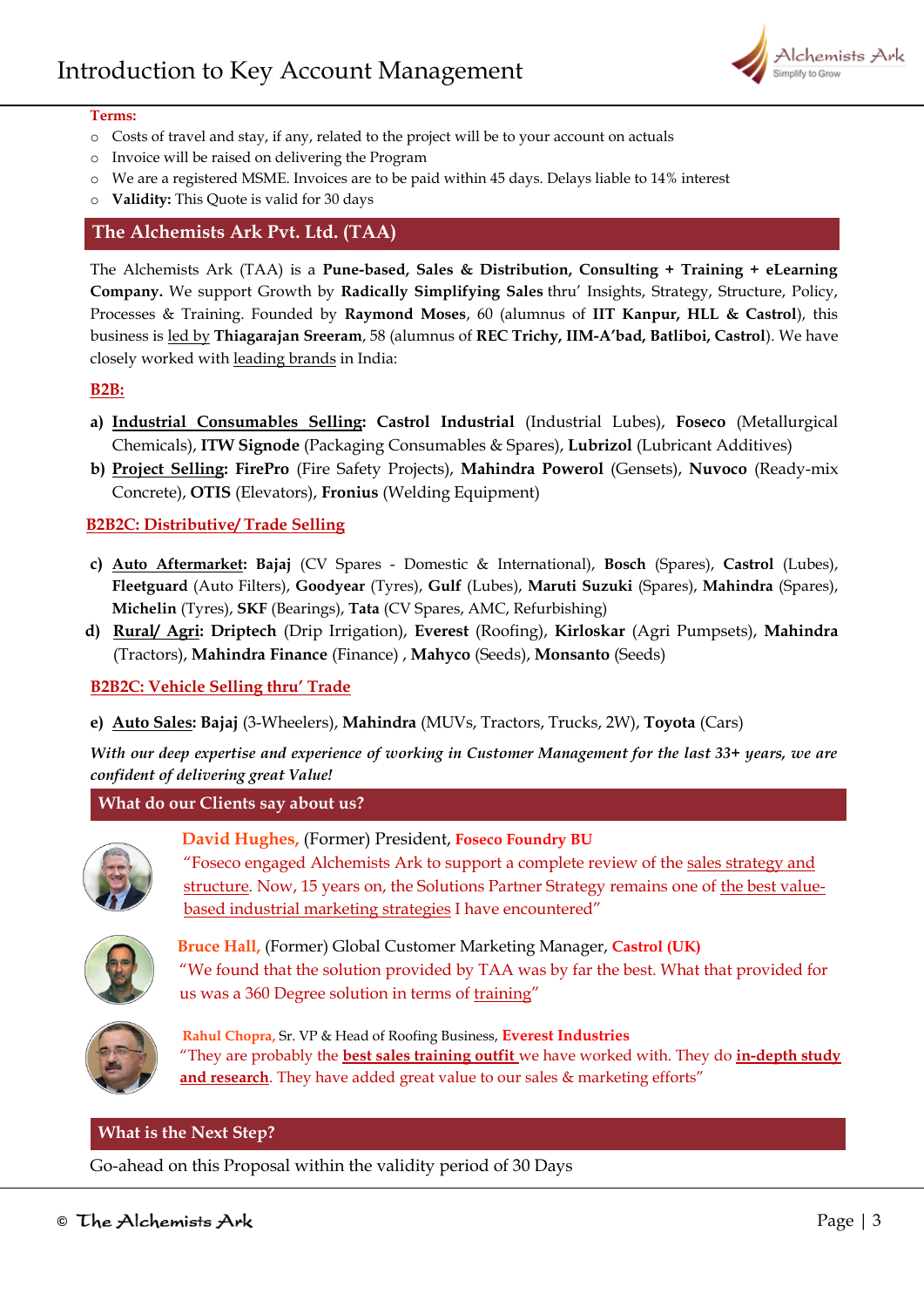**Terms:**

- Costs of travel and stay, if any, related to the project will be to your account on actuals
- Invoice will be raised on delivering the Program
- We are a registered MSME. Invoices are to be paid within 45 days. Delays liable to 14% interest
- **Validity:** This Quote is valid for 30 days

## The Alchemists Ark Pvt. Ltd. (TAA)

The Alchemists Ark (TAA) is a **Pune-based, Sales & Distribution, Consulting + Training + eLearning Company.** We support Growth by **Radically Simplifying Sales** thru' Insights, Strategy, Structure, Policy, Processes & Training. Founded by **Raymond Moses**, 60 (alumnus of **IIT Kanpur, HLL & Castrol**), this business is led by **Thiagarajan Sreeram**, 58 (alumnus of **REC Trichy, IIM-A'bad, Batliboi, Castrol**). We have closely worked with leading brands in India:

**B2B:**

a) **Industrial Consumables Selling: Castrol Industrial** (Industrial Lubes), **Foseco** (Metallurgical Chemicals), **ITW Signode** (Packaging Consumables & Spares), **Lubrizol** (Lubricant Additives)

b) **Project Selling: FirePro** (Fire Safety Projects), **Mahindra Powerol** (Gensets), **Nuvoco** (Ready-mix Concrete), **OTIS** (Elevators), **Fronius** (Welding Equipment)

**B2B2C: Distributive/ Trade Selling**

c) **Auto Aftermarket: Bajaj** (CV Spares - Domestic & International), **Bosch** (Spares), **Castrol** (Lubes), **Fleetguard** (Auto Filters), **Goodyear** (Tyres), **Gulf** (Lubes), **Maruti Suzuki** (Spares), **Mahindra** (Spares), **Michelin** (Tyres), **SKF** (Bearings), **Tata** (CV Spares, AMC, Refurbishing)

d) **Rural/ Agri: Driptech** (Drip Irrigation), **Everest** (Roofing), **Kirloskar** (Agri Pumpsets), **Mahindra** (Tractors), **Mahindra Finance** (Finance) , **Mahyco** (Seeds), **Monsanto** (Seeds)

**B2B2C: Vehicle Selling thru' Trade**

e) **Auto Sales: Bajaj** (3-Wheelers), **Mahindra** (MUVs, Tractors, Trucks, 2W), **Toyota** (Cars)

***With our deep expertise and experience of working in Customer Management for the last 33+ years, we are confident of delivering great Value!***

## What do our Clients say about us?

**David Hughes,** (Former) President, **Foseco Foundry BU**
"Foseco engaged Alchemists Ark to support a complete review of the sales strategy and structure. Now, 15 years on, the Solutions Partner Strategy remains one of the best value-based industrial marketing strategies I have encountered"

**Bruce Hall,** (Former) Global Customer Marketing Manager, **Castrol (UK)**
"We found that the solution provided by TAA was by far the best. What that provided for us was a 360 Degree solution in terms of training"

**Rahul Chopra,** Sr. VP & Head of Roofing Business, **Everest Industries**
"They are probably the **best sales training outfit** we have worked with. They do **in-depth study and research**. They have added great value to our sales & marketing efforts"

## What is the Next Step?

Go-ahead on this Proposal within the validity period of 30 Days